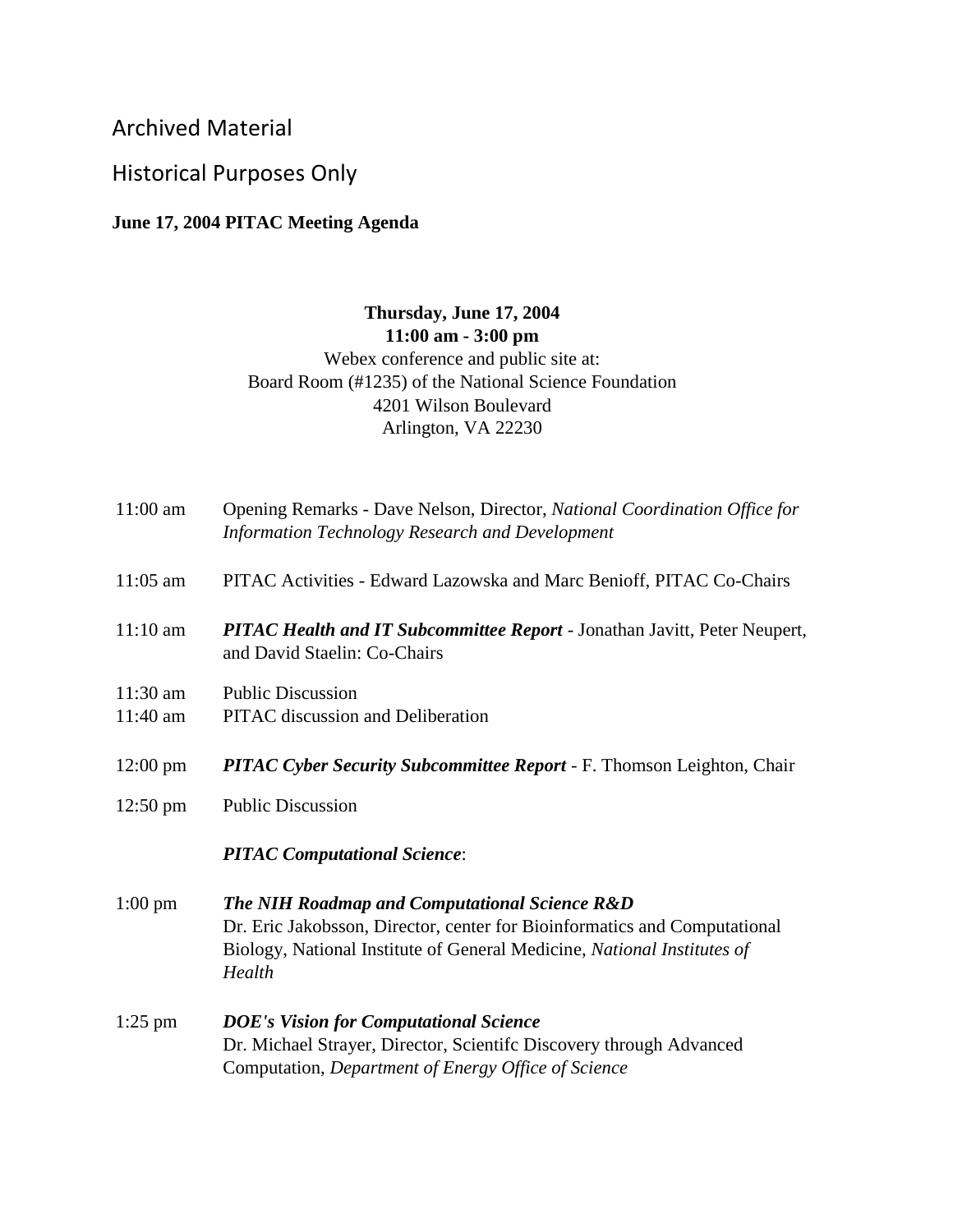Archived Material

Historical Purposes Only

**June 17, 2004 PITAC Meeting Agenda**

**Thursday, June 17, 2004**
**11:00 am - 3:00 pm**
Webex conference and public site at:
Board Room (#1235) of the National Science Foundation
4201 Wilson Boulevard
Arlington, VA 22230

| | |
|---|---|
| 11:00 am | Opening Remarks - Dave Nelson, Director, *National Coordination Office for Information Technology Research and Development* |
| 11:05 am | PITAC Activities - Edward Lazowska and Marc Benioff, PITAC Co-Chairs |
| 11:10 am | ***PITAC Health and IT Subcommittee Report*** - Jonathan Javitt, Peter Neupert, and David Staelin: Co-Chairs |
| 11:30 am | Public Discussion |
| 11:40 am | PITAC discussion and Deliberation |
| 12:00 pm | ***PITAC Cyber Security Subcommittee Report*** - F. Thomson Leighton, Chair |
| 12:50 pm | Public Discussion |
| | ***PITAC Computational Science***: |
| 1:00 pm | ***The NIH Roadmap and Computational Science R&D*** Dr. Eric Jakobsson, Director, center for Bioinformatics and Computational Biology, National Institute of General Medicine, *National Institutes of Health* |
| 1:25 pm | ***DOE's Vision for Computational Science*** Dr. Michael Strayer, Director, Scientifc Discovery through Advanced Computation, *Department of Energy Office of Science* |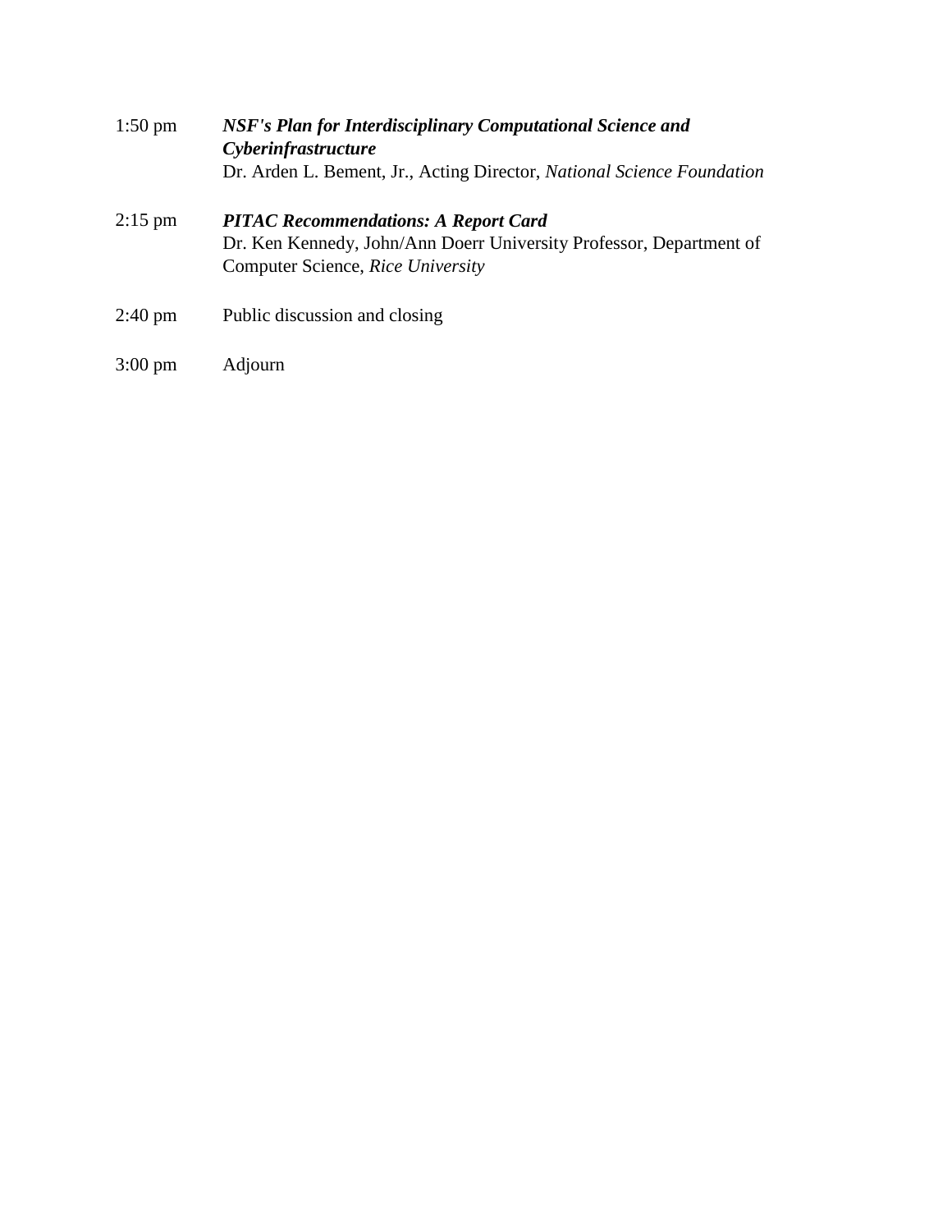1:50 pm ***NSF's Plan for Interdisciplinary Computational Science and Cyberinfrastructure***
Dr. Arden L. Bement, Jr., Acting Director, *National Science Foundation*

2:15 pm ***PITAC Recommendations: A Report Card***
Dr. Ken Kennedy, John/Ann Doerr University Professor, Department of Computer Science, *Rice University*

2:40 pm Public discussion and closing

3:00 pm Adjourn